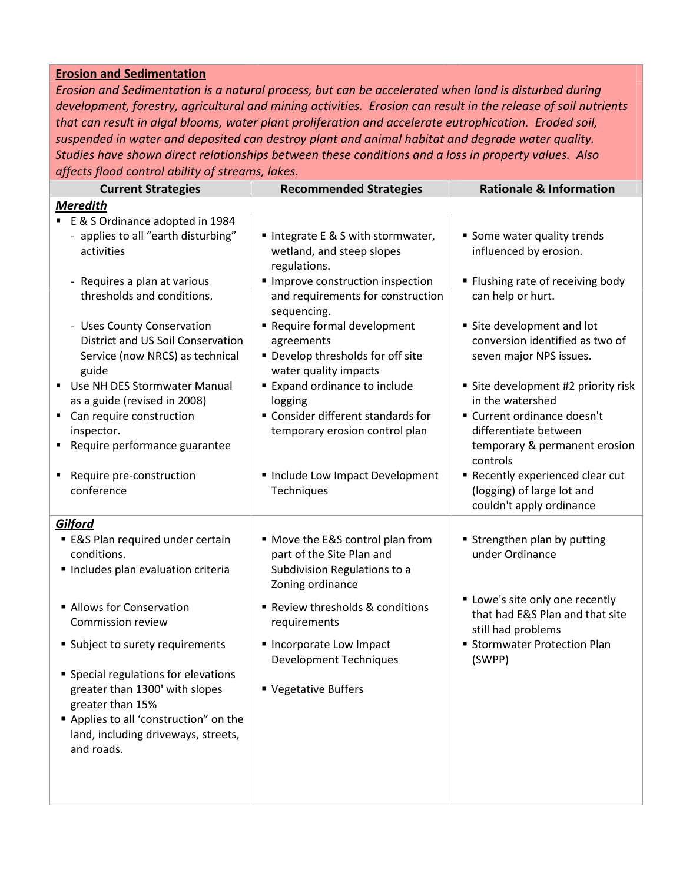**Erosion and Sedimentation**

*Erosion and Sedimentation is a natural process, but can be accelerated when land is disturbed during development, forestry, agricultural and mining activities. Erosion can result in the release of soil nutrients that can result in algal blooms, water plant proliferation and accelerate eutrophication. Eroded soil, suspended in water and deposited can destroy plant and animal habitat and degrade water quality. Studies have shown direct relationships between these conditions and a loss in property values. Also affects flood control ability of streams, lakes.*

| Current Strategies | Recommended Strategies | Rationale & Information |
|---|---|---|
| ***Meredith*** | | |
| ▪ E & S Ordinance adopted in 1984<br>- applies to all "earth disturbing" activities | ▪ Integrate E & S with stormwater, wetland, and steep slopes regulations. | ▪ Some water quality trends influenced by erosion. |
| - Requires a plan at various thresholds and conditions. | ▪ Improve construction inspection and requirements for construction sequencing. | ▪ Flushing rate of receiving body can help or hurt. |
| - Uses County Conservation District and US Soil Conservation Service (now NRCS) as technical guide | ▪ Require formal development agreements<br>▪ Develop thresholds for off site water quality impacts | ▪ Site development and lot conversion identified as two of seven major NPS issues. |
| ▪ Use NH DES Stormwater Manual as a guide (revised in 2008) | ▪ Expand ordinance to include logging | ▪ Site development #2 priority risk in the watershed |
| ▪ Can require construction inspector.<br>▪ Require performance guarantee | ▪ Consider different standards for temporary erosion control plan | ▪ Current ordinance doesn't differentiate between temporary & permanent erosion controls |
| ▪ Require pre-construction conference | ▪ Include Low Impact Development Techniques | ▪ Recently experienced clear cut (logging) of large lot and couldn't apply ordinance |
| ***Gilford*** | | |
| ▪ E&S Plan required under certain conditions.<br>▪ Includes plan evaluation criteria | ▪ Move the E&S control plan from part of the Site Plan and Subdivision Regulations to a Zoning ordinance | ▪ Strengthen plan by putting under Ordinance |
| ▪ Allows for Conservation Commission review | ▪ Review thresholds & conditions requirements | ▪ Lowe's site only one recently that had E&S Plan and that site still had problems |
| ▪ Subject to surety requirements | ▪ Incorporate Low Impact Development Techniques | ▪ Stormwater Protection Plan (SWPP) |
| ▪ Special regulations for elevations greater than 1300' with slopes greater than 15%<br>▪ Applies to all 'construction" on the land, including driveways, streets, and roads. | ▪ Vegetative Buffers | |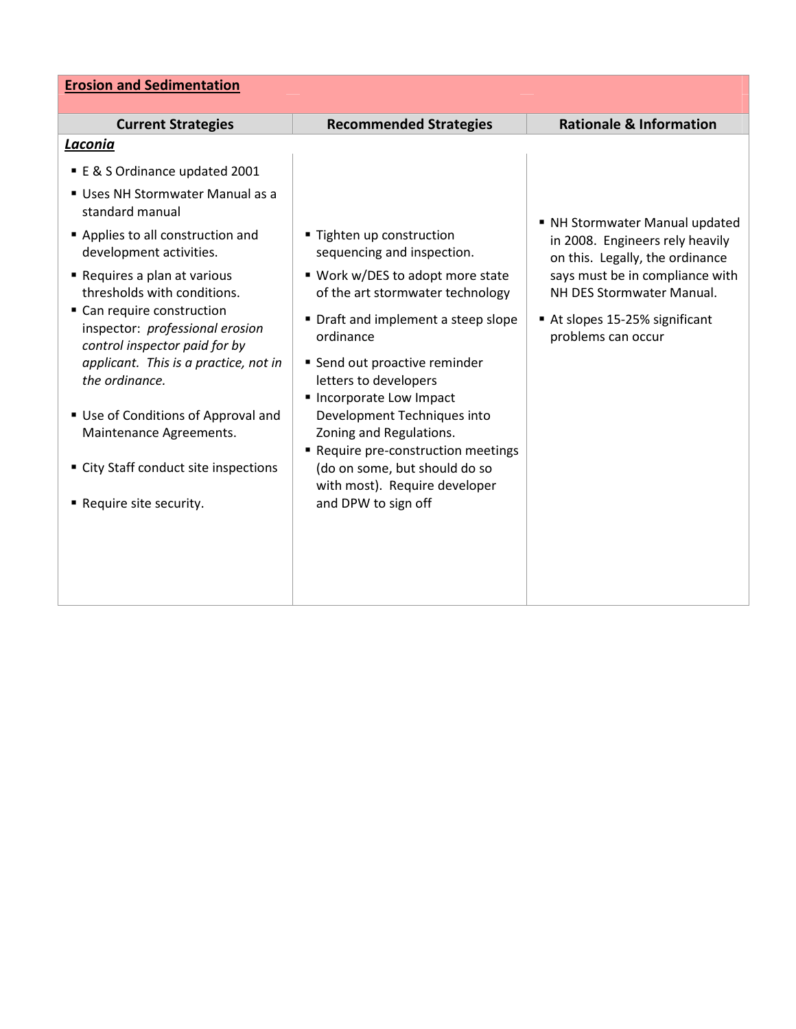| **Erosion and Sedimentation** | | |
|---|---|---|
| **Current Strategies** | **Recommended Strategies** | **Rationale & Information** |
| ***Laconia*** | | |
| ▪ E & S Ordinance updated 2001<br>▪ Uses NH Stormwater Manual as a standard manual<br>▪ Applies to all construction and development activities.<br>▪ Requires a plan at various thresholds with conditions.<br>▪ Can require construction inspector: *professional erosion control inspector paid for by applicant. This is a practice, not in the ordinance.*<br>▪ Use of Conditions of Approval and Maintenance Agreements.<br>▪ City Staff conduct site inspections<br>▪ Require site security. | ▪ Tighten up construction sequencing and inspection.<br>▪ Work w/DES to adopt more state of the art stormwater technology<br>▪ Draft and implement a steep slope ordinance<br>▪ Send out proactive reminder letters to developers<br>▪ Incorporate Low Impact Development Techniques into Zoning and Regulations.<br>▪ Require pre-construction meetings (do on some, but should do so with most). Require developer and DPW to sign off | ▪ NH Stormwater Manual updated in 2008. Engineers rely heavily on this. Legally, the ordinance says must be in compliance with NH DES Stormwater Manual.<br>▪ At slopes 15-25% significant problems can occur |